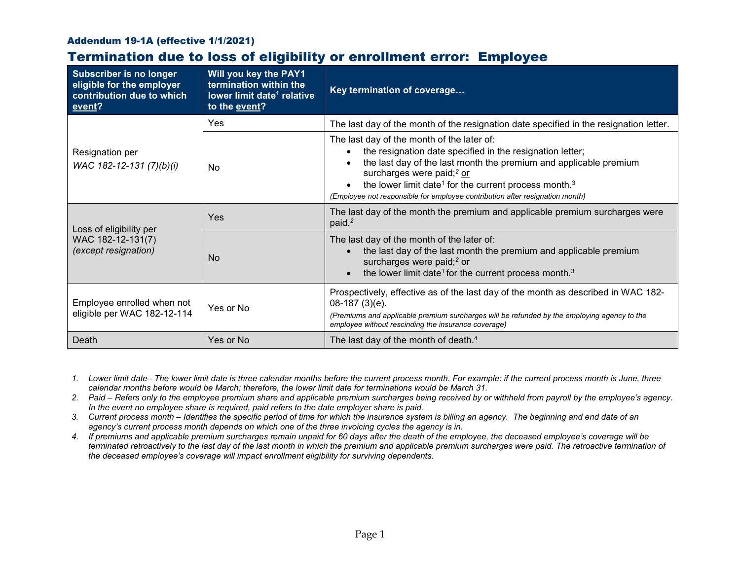Addendum 19-1A (effective 1/1/2021)

# Termination due to loss of eligibility or enrollment error: Employee

| Subscriber is no longer eligible for the employer contribution due to which event? | Will you key the PAY1 termination within the lower limit date[1] relative to the event? | Key termination of coverage… |
|---|---|---|
| Resignation per *WAC 182-12-131 (7)(b)(i)* | Yes | The last day of the month of the resignation date specified in the resignation letter. |
| | No | The last day of the month of the later of:<br>• the resignation date specified in the resignation letter;<br>• the last day of the last month the premium and applicable premium surcharges were paid;[2] or<br>• the lower limit date[1] for the current process month.[3]<br>*(Employee not responsible for employee contribution after resignation month)* |
| Loss of eligibility per WAC 182-12-131(7) *(except resignation)* | Yes | The last day of the month the premium and applicable premium surcharges were paid.[2] |
| | No | The last day of the month of the later of:<br>• the last day of the last month the premium and applicable premium surcharges were paid;[2] or<br>• the lower limit date[1] for the current process month.[3] |
| Employee enrolled when not eligible per WAC 182-12-114 | Yes or No | Prospectively, effective as of the last day of the month as described in WAC 182-08-187 (3)(e).<br>*(Premiums and applicable premium surcharges will be refunded by the employing agency to the employee without rescinding the insurance coverage)* |
| Death | Yes or No | The last day of the month of death.[4] |

1. *Lower limit date– The lower limit date is three calendar months before the current process month. For example: if the current process month is June, three calendar months before would be March; therefore, the lower limit date for terminations would be March 31.*
2. *Paid – Refers only to the employee premium share and applicable premium surcharges being received by or withheld from payroll by the employee's agency. In the event no employee share is required, paid refers to the date employer share is paid.*
3. *Current process month – Identifies the specific period of time for which the insurance system is billing an agency. The beginning and end date of an agency's current process month depends on which one of the three invoicing cycles the agency is in.*
4. *If premiums and applicable premium surcharges remain unpaid for 60 days after the death of the employee, the deceased employee's coverage will be terminated retroactively to the last day of the last month in which the premium and applicable premium surcharges were paid. The retroactive termination of the deceased employee's coverage will impact enrollment eligibility for surviving dependents.*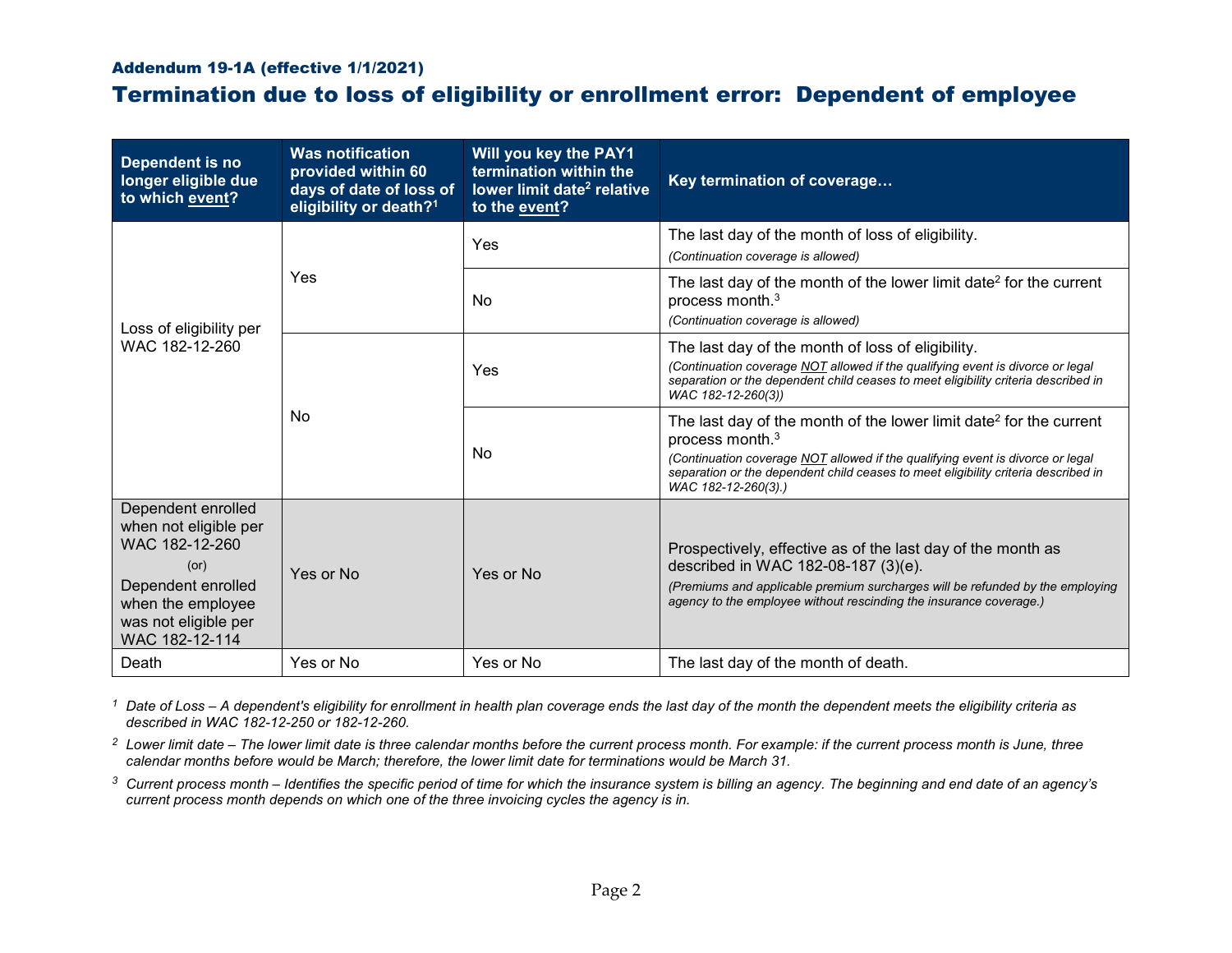**Addendum 19-1A (effective 1/1/2021)**

# Termination due to loss of eligibility or enrollment error: Dependent of employee

| Dependent is no longer eligible due to which event? | Was notification provided within 60 days of date of loss of eligibility or death?[1] | Will you key the PAY1 termination within the lower limit date[2] relative to the event? | Key termination of coverage… |
|---|---|---|---|
| Loss of eligibility per WAC 182-12-260 | Yes | Yes | The last day of the month of loss of eligibility. *(Continuation coverage is allowed)* |
| | | No | The last day of the month of the lower limit date[2] for the current process month.[3] *(Continuation coverage is allowed)* |
| | No | Yes | The last day of the month of loss of eligibility. *(Continuation coverage NOT allowed if the qualifying event is divorce or legal separation or the dependent child ceases to meet eligibility criteria described in WAC 182-12-260(3))* |
| | | No | The last day of the month of the lower limit date[2] for the current process month.[3] *(Continuation coverage NOT allowed if the qualifying event is divorce or legal separation or the dependent child ceases to meet eligibility criteria described in WAC 182-12-260(3).)* |
| Dependent enrolled when not eligible per WAC 182-12-260 (or) Dependent enrolled when the employee was not eligible per WAC 182-12-114 | Yes or No | Yes or No | Prospectively, effective as of the last day of the month as described in WAC 182-08-187 (3)(e). *(Premiums and applicable premium surcharges will be refunded by the employing agency to the employee without rescinding the insurance coverage.)* |
| Death | Yes or No | Yes or No | The last day of the month of death. |

*[1] Date of Loss – A dependent's eligibility for enrollment in health plan coverage ends the last day of the month the dependent meets the eligibility criteria as described in WAC 182-12-250 or 182-12-260.*

*[2] Lower limit date – The lower limit date is three calendar months before the current process month. For example: if the current process month is June, three calendar months before would be March; therefore, the lower limit date for terminations would be March 31.*

*[3] Current process month – Identifies the specific period of time for which the insurance system is billing an agency. The beginning and end date of an agency's current process month depends on which one of the three invoicing cycles the agency is in.*